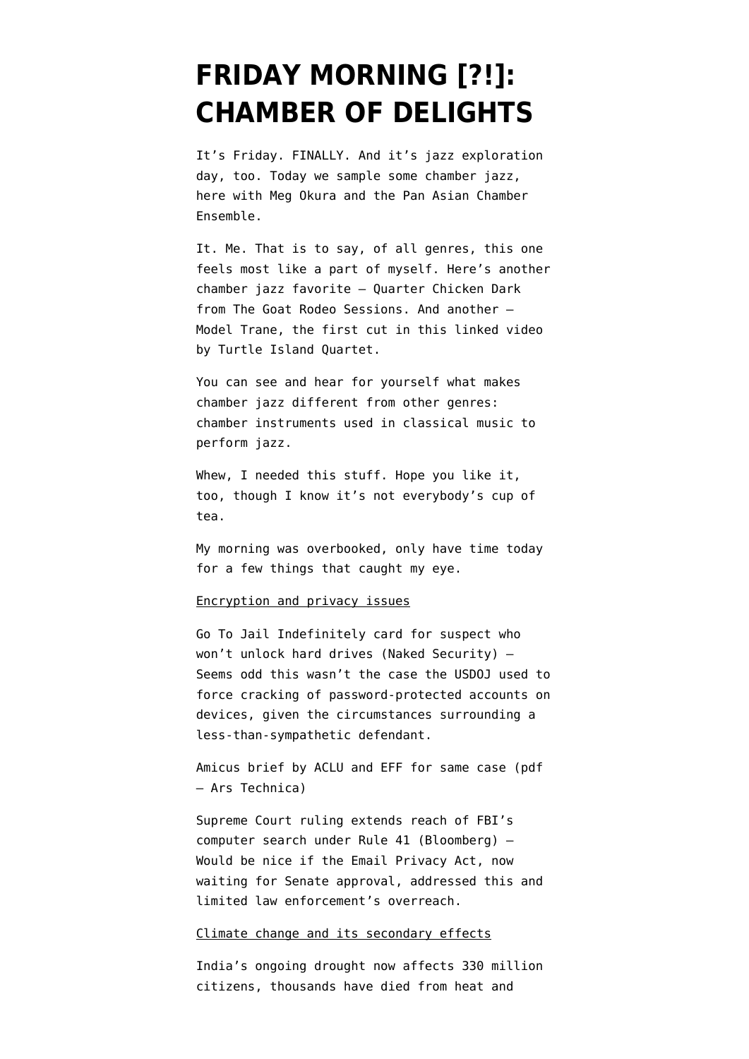# FRIDAY MORNING [?!]: CHAMBER OF DELIGHTS

It's Friday. FINALLY. And it's jazz exploration day, too. Today we sample some chamber jazz, here with Meg Okura and the Pan Asian Chamber Ensemble.

It. Me. That is to say, of all genres, this one feels most like a part of myself. Here's another chamber jazz favorite — Quarter Chicken Dark from The Goat Rodeo Sessions. And another — Model Trane, the first cut in this linked video by Turtle Island Quartet.

You can see and hear for yourself what makes chamber jazz different from other genres: chamber instruments used in classical music to perform jazz.

Whew, I needed this stuff. Hope you like it, too, though I know it's not everybody's cup of tea.

My morning was overbooked, only have time today for a few things that caught my eye.

Encryption and privacy issues

Go To Jail Indefinitely card for suspect who won't unlock hard drives (Naked Security) — Seems odd this wasn't the case the USDOJ used to force cracking of password-protected accounts on devices, given the circumstances surrounding a less-than-sympathetic defendant.

Amicus brief by ACLU and EFF for same case (pdf — Ars Technica)

Supreme Court ruling extends reach of FBI's computer search under Rule 41 (Bloomberg) — Would be nice if the Email Privacy Act, now waiting for Senate approval, addressed this and limited law enforcement's overreach.

Climate change and its secondary effects

India's ongoing drought now affects 330 million citizens, thousands have died from heat and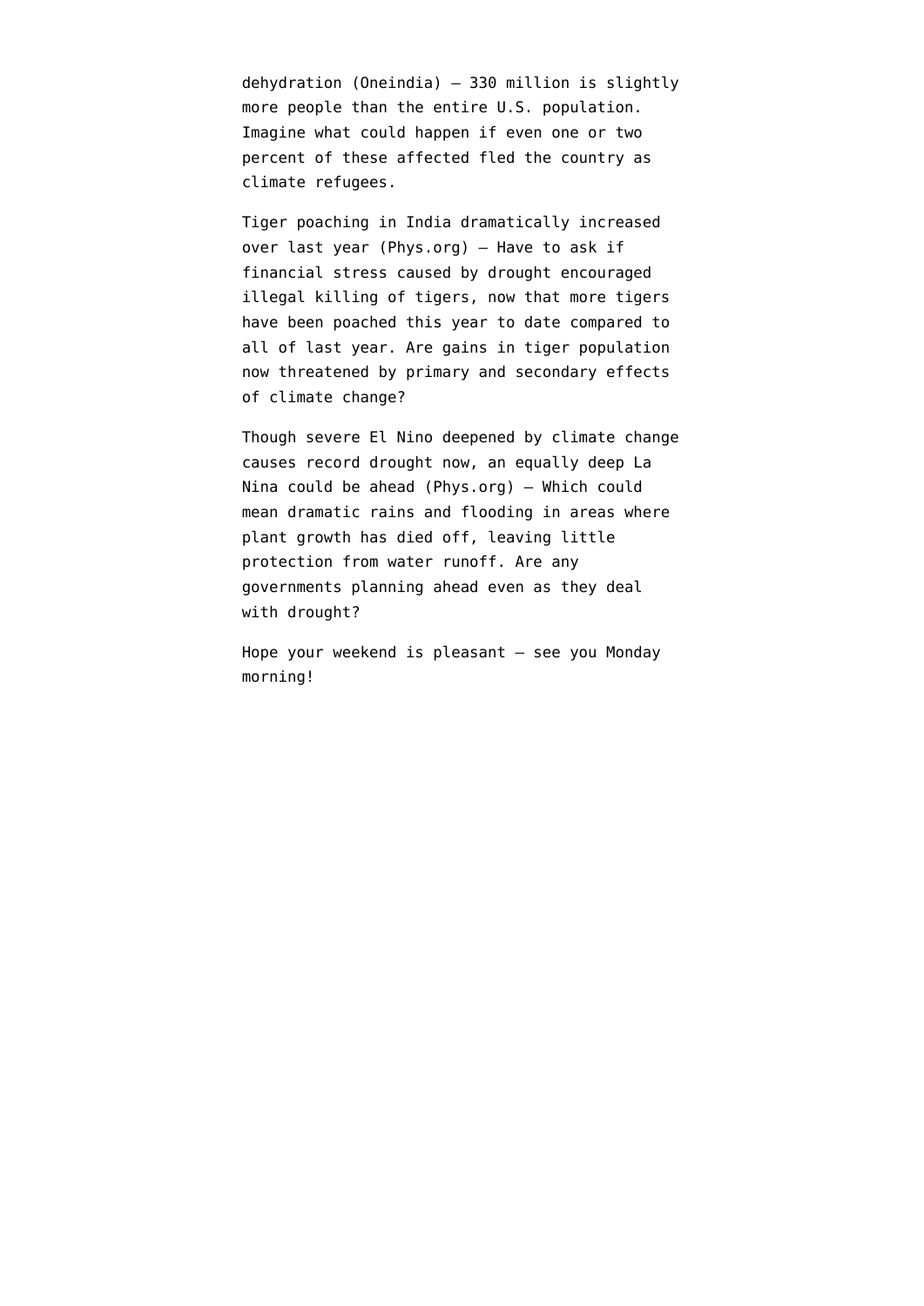dehydration (Oneindia) — 330 million is slightly more people than the entire U.S. population. Imagine what could happen if even one or two percent of these affected fled the country as climate refugees.

Tiger poaching in India dramatically increased over last year (Phys.org) — Have to ask if financial stress caused by drought encouraged illegal killing of tigers, now that more tigers have been poached this year to date compared to all of last year. Are gains in tiger population now threatened by primary and secondary effects of climate change?

Though severe El Nino deepened by climate change causes record drought now, an equally deep La Nina could be ahead (Phys.org) — Which could mean dramatic rains and flooding in areas where plant growth has died off, leaving little protection from water runoff. Are any governments planning ahead even as they deal with drought?

Hope your weekend is pleasant — see you Monday morning!